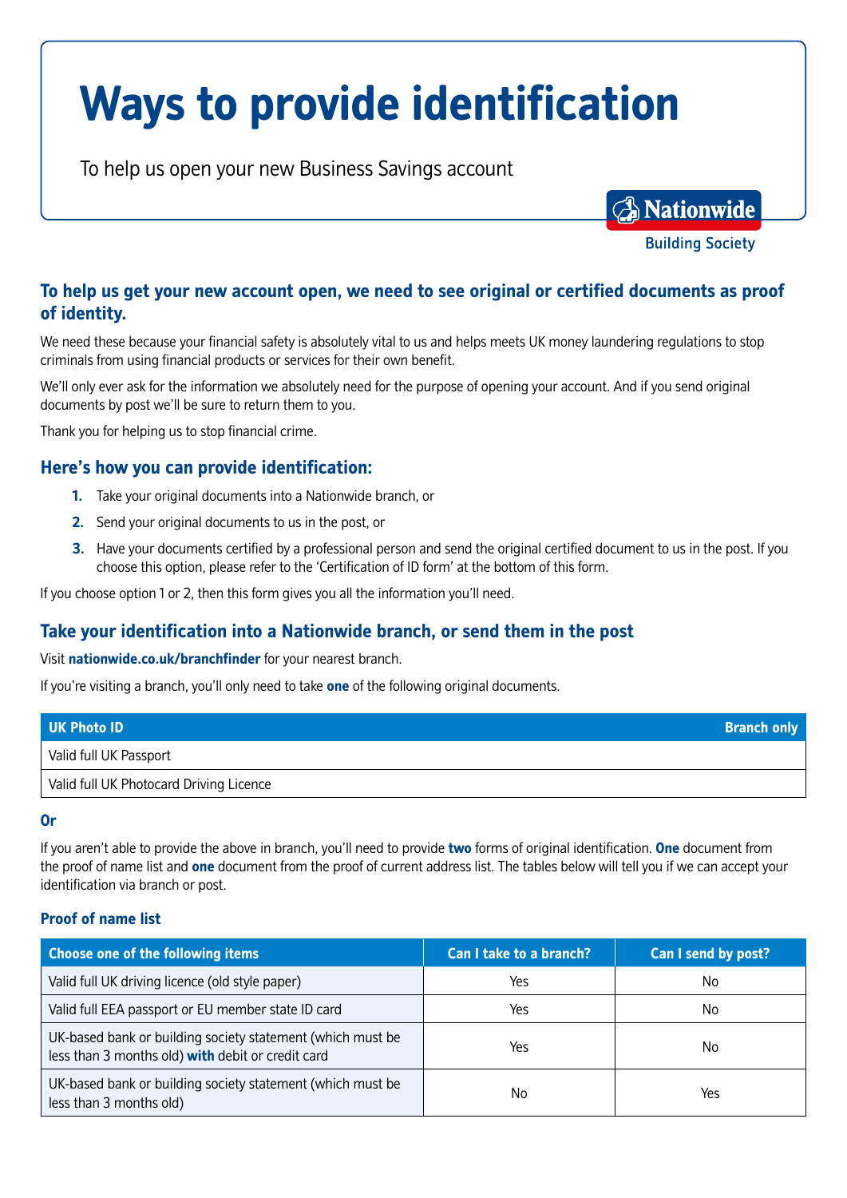# Ways to provide identification

To help us open your new Business Savings account

Nationwide Building Society

## To help us get your new account open, we need to see original or certified documents as proof of identity.

We need these because your financial safety is absolutely vital to us and helps meets UK money laundering regulations to stop criminals from using financial products or services for their own benefit.

We'll only ever ask for the information we absolutely need for the purpose of opening your account. And if you send original documents by post we'll be sure to return them to you.

Thank you for helping us to stop financial crime.

## Here's how you can provide identification:

1. Take your original documents into a Nationwide branch, or
2. Send your original documents to us in the post, or
3. Have your documents certified by a professional person and send the original certified document to us in the post. If you choose this option, please refer to the 'Certification of ID form' at the bottom of this form.

If you choose option 1 or 2, then this form gives you all the information you'll need.

## Take your identification into a Nationwide branch, or send them in the post

Visit **nationwide.co.uk/branchfinder** for your nearest branch.

If you're visiting a branch, you'll only need to take **one** of the following original documents.

| UK Photo ID | Branch only |
|---|---|
| Valid full UK Passport | |
| Valid full UK Photocard Driving Licence | |

**Or**

If you aren't able to provide the above in branch, you'll need to provide **two** forms of original identification. **One** document from the proof of name list and **one** document from the proof of current address list. The tables below will tell you if we can accept your identification via branch or post.

### Proof of name list

| Choose one of the following items | Can I take to a branch? | Can I send by post? |
|---|---|---|
| Valid full UK driving licence (old style paper) | Yes | No |
| Valid full EEA passport or EU member state ID card | Yes | No |
| UK-based bank or building society statement (which must be less than 3 months old) **with** debit or credit card | Yes | No |
| UK-based bank or building society statement (which must be less than 3 months old) | No | Yes |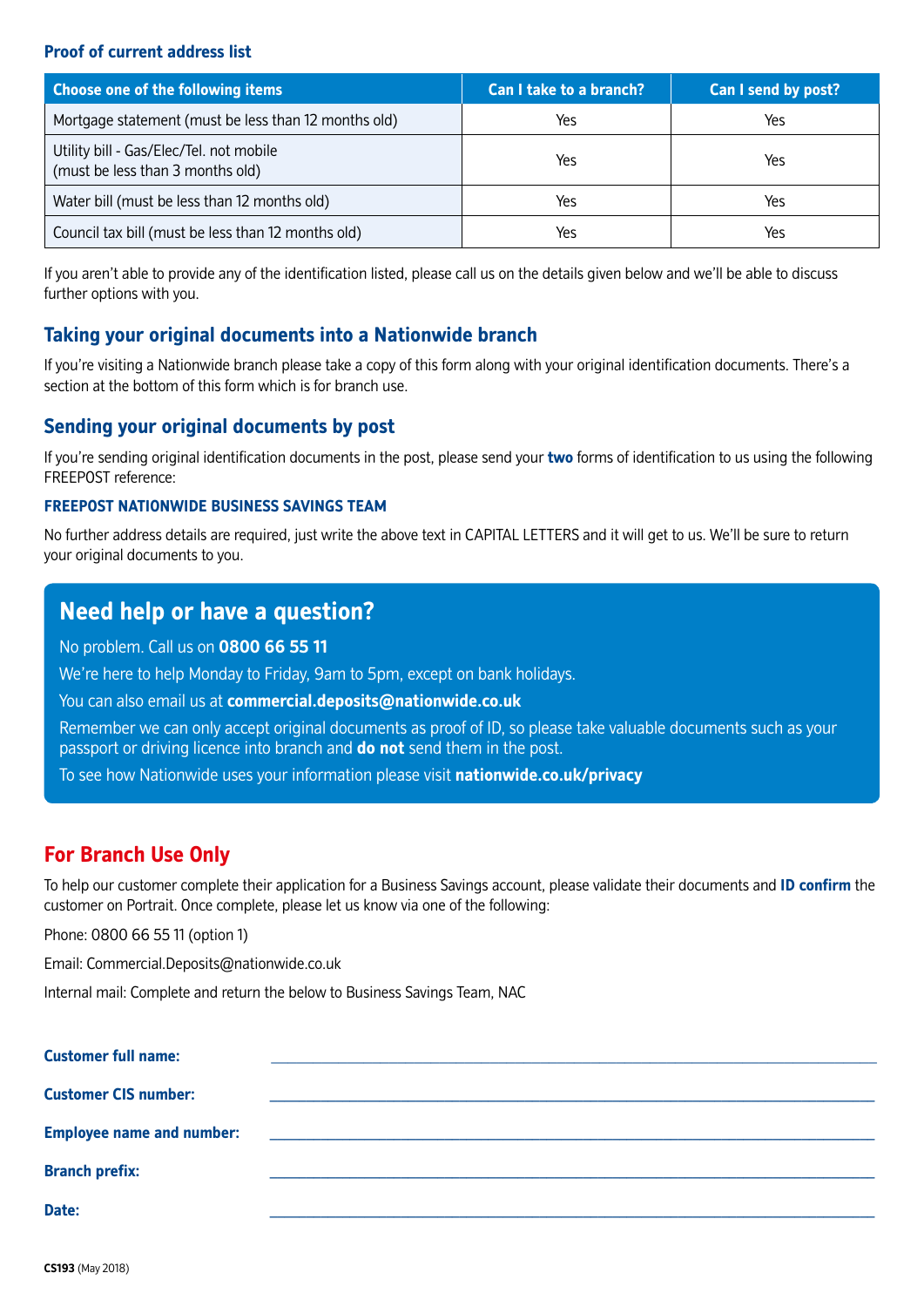### Proof of current address list

| Choose one of the following items | Can I take to a branch? | Can I send by post? |
|---|---|---|
| Mortgage statement (must be less than 12 months old) | Yes | Yes |
| Utility bill - Gas/Elec/Tel. not mobile (must be less than 3 months old) | Yes | Yes |
| Water bill (must be less than 12 months old) | Yes | Yes |
| Council tax bill (must be less than 12 months old) | Yes | Yes |

If you aren't able to provide any of the identification listed, please call us on the details given below and we'll be able to discuss further options with you.

## Taking your original documents into a Nationwide branch

If you're visiting a Nationwide branch please take a copy of this form along with your original identification documents. There's a section at the bottom of this form which is for branch use.

## Sending your original documents by post

If you're sending original identification documents in the post, please send your **two** forms of identification to us using the following FREEPOST reference:

**FREEPOST NATIONWIDE BUSINESS SAVINGS TEAM**

No further address details are required, just write the above text in CAPITAL LETTERS and it will get to us. We'll be sure to return your original documents to you.

## Need help or have a question?

No problem. Call us on **0800 66 55 11**

We're here to help Monday to Friday, 9am to 5pm, except on bank holidays.

You can also email us at **commercial.deposits@nationwide.co.uk**

Remember we can only accept original documents as proof of ID, so please take valuable documents such as your passport or driving licence into branch and **do not** send them in the post.

To see how Nationwide uses your information please visit **nationwide.co.uk/privacy**

## For Branch Use Only

To help our customer complete their application for a Business Savings account, please validate their documents and **ID confirm** the customer on Portrait. Once complete, please let us know via one of the following:

Phone: 0800 66 55 11 (option 1)

Email: Commercial.Deposits@nationwide.co.uk

Internal mail: Complete and return the below to Business Savings Team, NAC

**Customer full name:** ______________________________

**Customer CIS number:** ______________________________

**Employee name and number:** ______________________________

**Branch prefix:** ______________________________

**Date:** ______________________________

**CS193** (May 2018)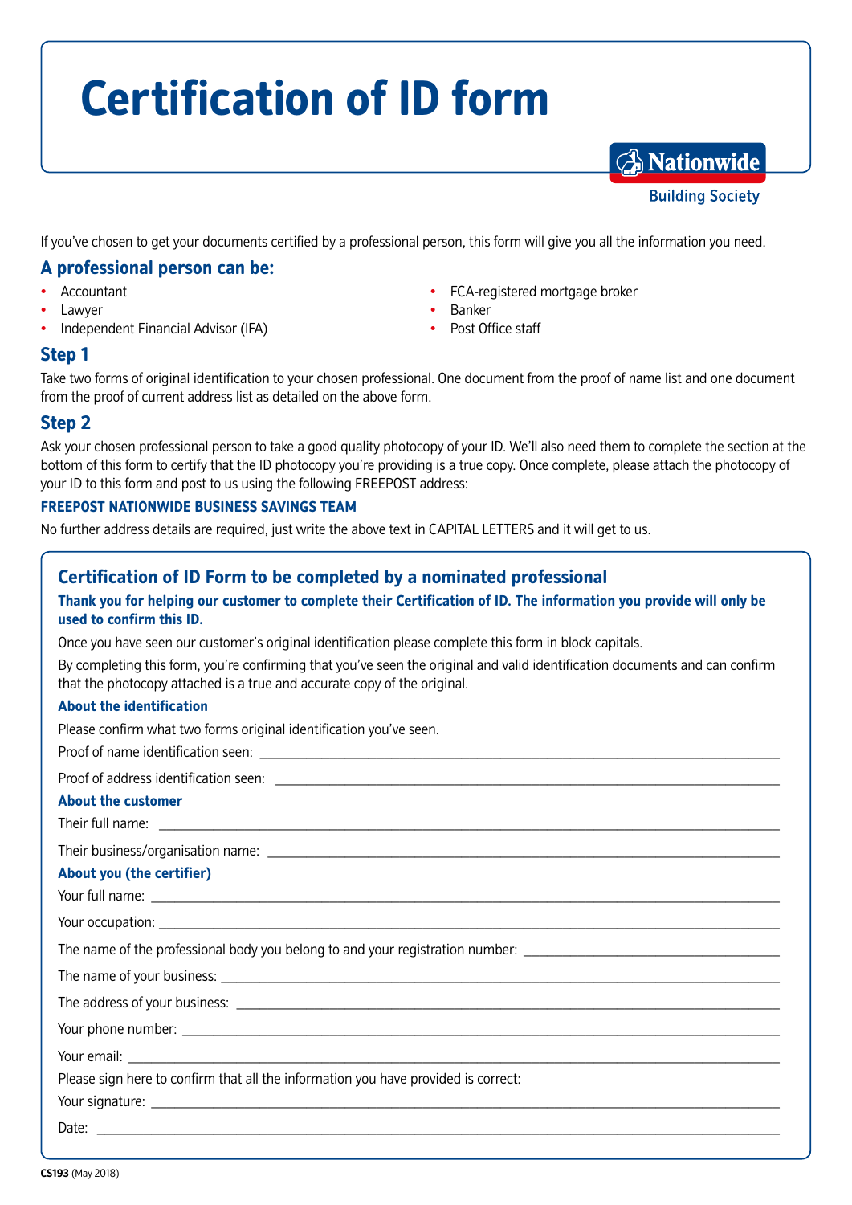# Certification of ID form

Nationwide Building Society

If you've chosen to get your documents certified by a professional person, this form will give you all the information you need.

## A professional person can be:

- Accountant
- Lawyer
- Independent Financial Advisor (IFA)
- FCA-registered mortgage broker
- Banker
- Post Office staff

## Step 1

Take two forms of original identification to your chosen professional. One document from the proof of name list and one document from the proof of current address list as detailed on the above form.

## Step 2

Ask your chosen professional person to take a good quality photocopy of your ID. We'll also need them to complete the section at the bottom of this form to certify that the ID photocopy you're providing is a true copy. Once complete, please attach the photocopy of your ID to this form and post to us using the following FREEPOST address:

**FREEPOST NATIONWIDE BUSINESS SAVINGS TEAM**

No further address details are required, just write the above text in CAPITAL LETTERS and it will get to us.

## Certification of ID Form to be completed by a nominated professional

**Thank you for helping our customer to complete their Certification of ID. The information you provide will only be used to confirm this ID.**

Once you have seen our customer's original identification please complete this form in block capitals.

By completing this form, you're confirming that you've seen the original and valid identification documents and can confirm that the photocopy attached is a true and accurate copy of the original.

### About the identification

Please confirm what two forms original identification you've seen.

Proof of name identification seen: ______________________________

Proof of address identification seen: ______________________________

### About the customer

Their full name: ______________________________

Their business/organisation name: ______________________________

### About you (the certifier)

Your full name: ______________________________

Your occupation: ______________________________

The name of the professional body you belong to and your registration number: ______________________________

The name of your business: ______________________________

The address of your business: ______________________________

Your phone number: ______________________________

Your email: ______________________________

Please sign here to confirm that all the information you have provided is correct:

Your signature: ______________________________

Date: ______________________________

**CS193** (May 2018)